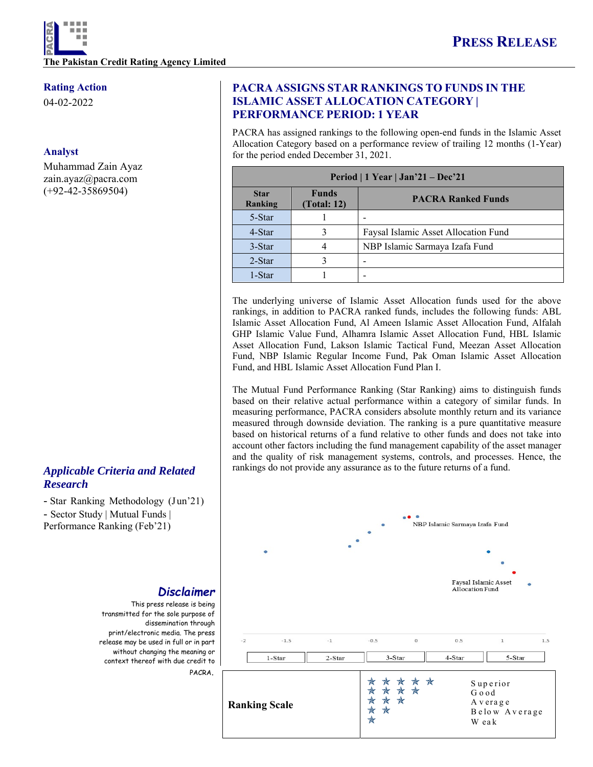The Pakistan Credit Rating Agency Limited

# PRESS RELEASE

**Rating Action**

04-02-2022

**Analyst**

Muhammad Zain Ayaz
zain.ayaz@pacra.com
(+92-42-35869504)

## PACRA ASSIGNS STAR RANKINGS TO FUNDS IN THE ISLAMIC ASSET ALLOCATION CATEGORY | PERFORMANCE PERIOD: 1 YEAR

PACRA has assigned rankings to the following open-end funds in the Islamic Asset Allocation Category based on a performance review of trailing 12 months (1-Year) for the period ended December 31, 2021.

| Period \| 1 Year \| Jan'21 – Dec'21 | | |
|---|---|---|
| **Star Ranking** | **Funds (Total: 12)** | **PACRA Ranked Funds** |
| 5-Star | 1 | - |
| 4-Star | 3 | Faysal Islamic Asset Allocation Fund |
| 3-Star | 4 | NBP Islamic Sarmaya Izafa Fund |
| 2-Star | 3 | - |
| 1-Star | 1 | - |

The underlying universe of Islamic Asset Allocation funds used for the above rankings, in addition to PACRA ranked funds, includes the following funds: ABL Islamic Asset Allocation Fund, Al Ameen Islamic Asset Allocation Fund, Alfalah GHP Islamic Value Fund, Alhamra Islamic Asset Allocation Fund, HBL Islamic Asset Allocation Fund, Lakson Islamic Tactical Fund, Meezan Asset Allocation Fund, NBP Islamic Regular Income Fund, Pak Oman Islamic Asset Allocation Fund, and HBL Islamic Asset Allocation Fund Plan I.

The Mutual Fund Performance Ranking (Star Ranking) aims to distinguish funds based on their relative actual performance within a category of similar funds. In measuring performance, PACRA considers absolute monthly return and its variance measured through downside deviation. The ranking is a pure quantitative measure based on historical returns of a fund relative to other funds and does not take into account other factors including the fund management capability of the asset manager and the quality of risk management systems, controls, and processes. Hence, the rankings do not provide any assurance as to the future returns of a fund.

NBP Islamic Sarmaya Izafa Fund

Faysal Islamic Asset Allocation Fund

-2 -1.5 -1 -0.5 0 0.5 1 1.5

| 1-Star | 2-Star | 3-Star | 4-Star | 5-Star |
|---|---|---|---|---|

| Ranking Scale | | |
|---|---|---|
| | ☆☆☆☆☆ | Superior |
| | ☆☆☆☆ | Good |
| | ☆☆☆ | Average |
| | ☆☆ | Below Average |
| | ☆ | Weak |

***Applicable Criteria and Related Research***

- Star Ranking Methodology (Jun'21)
- Sector Study | Mutual Funds | Performance Ranking (Feb'21)

***Disclaimer***

This press release is being transmitted for the sole purpose of dissemination through print/electronic media. The press release may be used in full or in part without changing the meaning or context thereof with due credit to PACRA.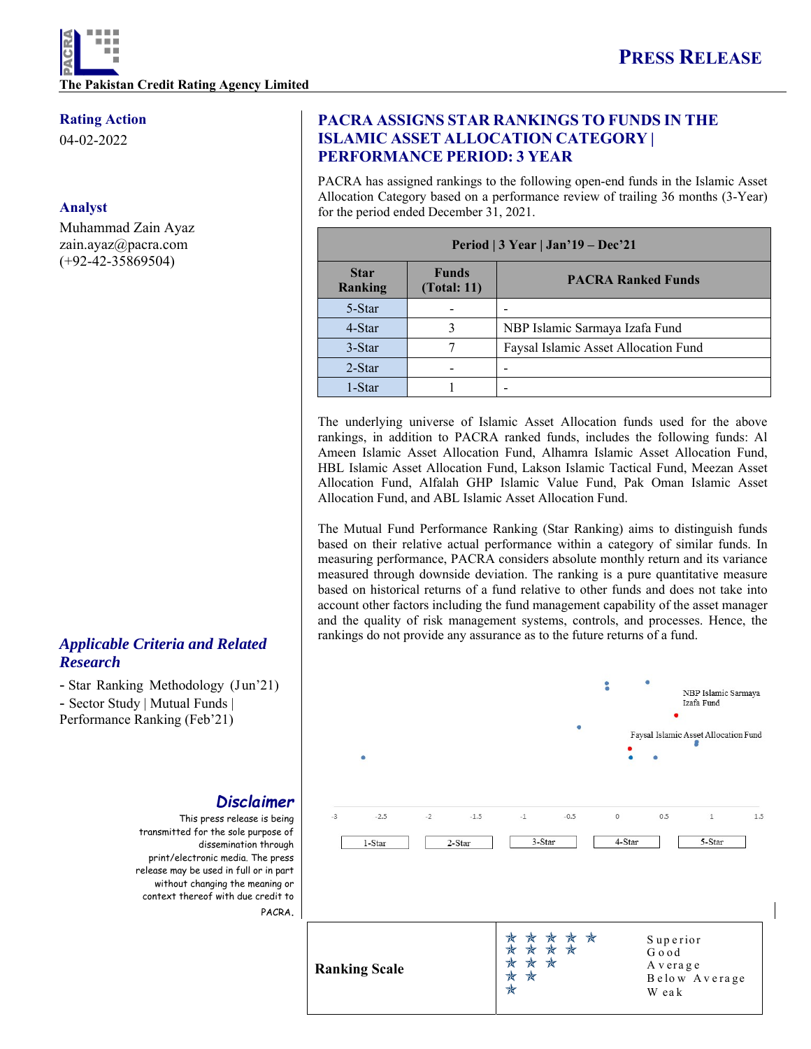**The Pakistan Credit Rating Agency Limited**

# PRESS RELEASE

**Rating Action**

04-02-2022

**Analyst**

Muhammad Zain Ayaz
zain.ayaz@pacra.com
(+92-42-35869504)

## PACRA ASSIGNS STAR RANKINGS TO FUNDS IN THE ISLAMIC ASSET ALLOCATION CATEGORY | PERFORMANCE PERIOD: 3 YEAR

PACRA has assigned rankings to the following open-end funds in the Islamic Asset Allocation Category based on a performance review of trailing 36 months (3-Year) for the period ended December 31, 2021.

| Period \| 3 Year \| Jan'19 – Dec'21 | | |
|---|---|---|
| **Star Ranking** | **Funds (Total: 11)** | **PACRA Ranked Funds** |
| 5-Star | - | - |
| 4-Star | 3 | NBP Islamic Sarmaya Izafa Fund |
| 3-Star | 7 | Faysal Islamic Asset Allocation Fund |
| 2-Star | - | - |
| 1-Star | 1 | - |

The underlying universe of Islamic Asset Allocation funds used for the above rankings, in addition to PACRA ranked funds, includes the following funds: Al Ameen Islamic Asset Allocation Fund, Alhamra Islamic Asset Allocation Fund, HBL Islamic Asset Allocation Fund, Lakson Islamic Tactical Fund, Meezan Asset Allocation Fund, Alfalah GHP Islamic Value Fund, Pak Oman Islamic Asset Allocation Fund, and ABL Islamic Asset Allocation Fund.

The Mutual Fund Performance Ranking (Star Ranking) aims to distinguish funds based on their relative actual performance within a category of similar funds. In measuring performance, PACRA considers absolute monthly return and its variance measured through downside deviation. The ranking is a pure quantitative measure based on historical returns of a fund relative to other funds and does not take into account other factors including the fund management capability of the asset manager and the quality of risk management systems, controls, and processes. Hence, the rankings do not provide any assurance as to the future returns of a fund.

NBP Islamic Sarmaya Izafa Fund

Faysal Islamic Asset Allocation Fund

-3 -2.5 -2 -1.5 -1 -0.5 0 0.5 1 1.5

1-Star 2-Star 3-Star 4-Star 5-Star

***Applicable Criteria and Related Research***

- Star Ranking Methodology (Jun'21)
- Sector Study | Mutual Funds | Performance Ranking (Feb'21)

***Disclaimer***

This press release is being transmitted for the sole purpose of dissemination through print/electronic media. The press release may be used in full or in part without changing the meaning or context thereof with due credit to PACRA.

| **Ranking Scale** | | |
|---|---|---|
| | ☆☆☆☆☆ | Superior |
| | ☆☆☆☆ | Good |
| | ☆☆☆ | Average |
| | ☆☆ | Below Average |
| | ☆ | Weak |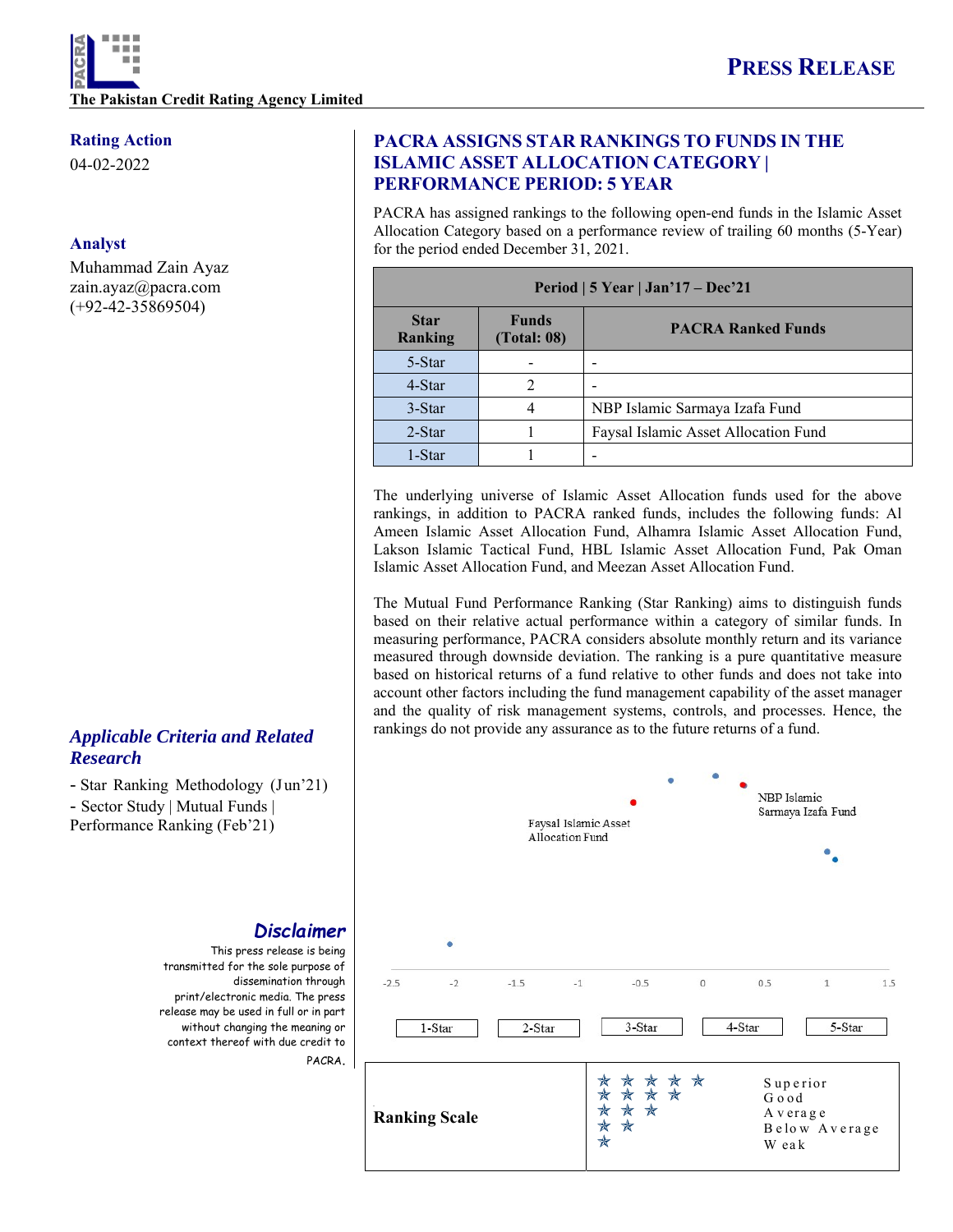**The Pakistan Credit Rating Agency Limited**

# PRESS RELEASE

**Rating Action**

04-02-2022

**Analyst**

Muhammad Zain Ayaz
zain.ayaz@pacra.com
(+92-42-35869504)

## PACRA ASSIGNS STAR RANKINGS TO FUNDS IN THE ISLAMIC ASSET ALLOCATION CATEGORY | PERFORMANCE PERIOD: 5 YEAR

PACRA has assigned rankings to the following open-end funds in the Islamic Asset Allocation Category based on a performance review of trailing 60 months (5-Year) for the period ended December 31, 2021.

| Period \| 5 Year \| Jan'17 – Dec'21 | | |
|---|---|---|
| **Star Ranking** | **Funds (Total: 08)** | **PACRA Ranked Funds** |
| 5-Star | - | - |
| 4-Star | 2 | - |
| 3-Star | 4 | NBP Islamic Sarmaya Izafa Fund |
| 2-Star | 1 | Faysal Islamic Asset Allocation Fund |
| 1-Star | 1 | - |

The underlying universe of Islamic Asset Allocation funds used for the above rankings, in addition to PACRA ranked funds, includes the following funds: Al Ameen Islamic Asset Allocation Fund, Alhamra Islamic Asset Allocation Fund, Lakson Islamic Tactical Fund, HBL Islamic Asset Allocation Fund, Pak Oman Islamic Asset Allocation Fund, and Meezan Asset Allocation Fund.

The Mutual Fund Performance Ranking (Star Ranking) aims to distinguish funds based on their relative actual performance within a category of similar funds. In measuring performance, PACRA considers absolute monthly return and its variance measured through downside deviation. The ranking is a pure quantitative measure based on historical returns of a fund relative to other funds and does not take into account other factors including the fund management capability of the asset manager and the quality of risk management systems, controls, and processes. Hence, the rankings do not provide any assurance as to the future returns of a fund.

NBP Islamic Sarmaya Izafa Fund
Faysal Islamic Asset Allocation Fund
-2.5 -2 -1.5 -1 -0.5 0 0.5 1 1.5
1-Star 2-Star 3-Star 4-Star 5-Star

| **Ranking Scale** | | |
|---|---|---|
| | ☆☆☆☆☆ | Superior |
| | ☆☆☆☆ | Good |
| | ☆☆☆ | Average |
| | ☆☆ | Below Average |
| | ☆ | Weak |

### *Applicable Criteria and Related Research*

- Star Ranking Methodology (Jun'21)
- Sector Study | Mutual Funds | Performance Ranking (Feb'21)

### *Disclaimer*

This press release is being transmitted for the sole purpose of dissemination through print/electronic media. The press release may be used in full or in part without changing the meaning or context thereof with due credit to PACRA.